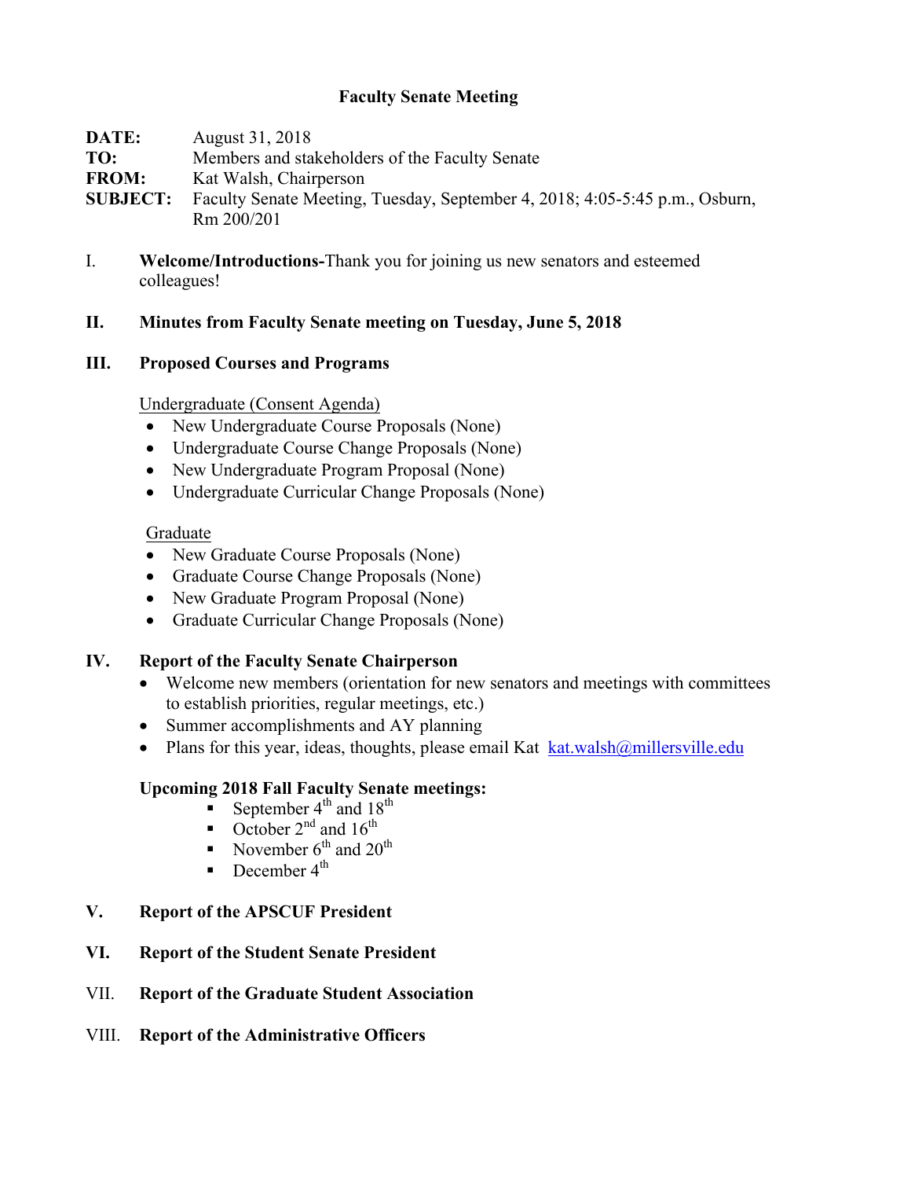# Faculty Senate Meeting

**DATE:** August 31, 2018
**TO:** Members and stakeholders of the Faculty Senate
**FROM:** Kat Walsh, Chairperson
**SUBJECT:** Faculty Senate Meeting, Tuesday, September 4, 2018; 4:05-5:45 p.m., Osburn, Rm 200/201

I. **Welcome/Introductions-**Thank you for joining us new senators and esteemed colleagues!

## II. Minutes from Faculty Senate meeting on Tuesday, June 5, 2018

## III. Proposed Courses and Programs

Undergraduate (Consent Agenda)

- New Undergraduate Course Proposals (None)
- Undergraduate Course Change Proposals (None)
- New Undergraduate Program Proposal (None)
- Undergraduate Curricular Change Proposals (None)

Graduate

- New Graduate Course Proposals (None)
- Graduate Course Change Proposals (None)
- New Graduate Program Proposal (None)
- Graduate Curricular Change Proposals (None)

## IV. Report of the Faculty Senate Chairperson

- Welcome new members (orientation for new senators and meetings with committees to establish priorities, regular meetings, etc.)
- Summer accomplishments and AY planning
- Plans for this year, ideas, thoughts, please email Kat kat.walsh@millersville.edu

**Upcoming 2018 Fall Faculty Senate meetings:**

- September 4th and 18th
- October 2nd and 16th
- November 6th and 20th
- December 4th

## V. Report of the APSCUF President

## VI. Report of the Student Senate President

## VII. Report of the Graduate Student Association

## VIII. Report of the Administrative Officers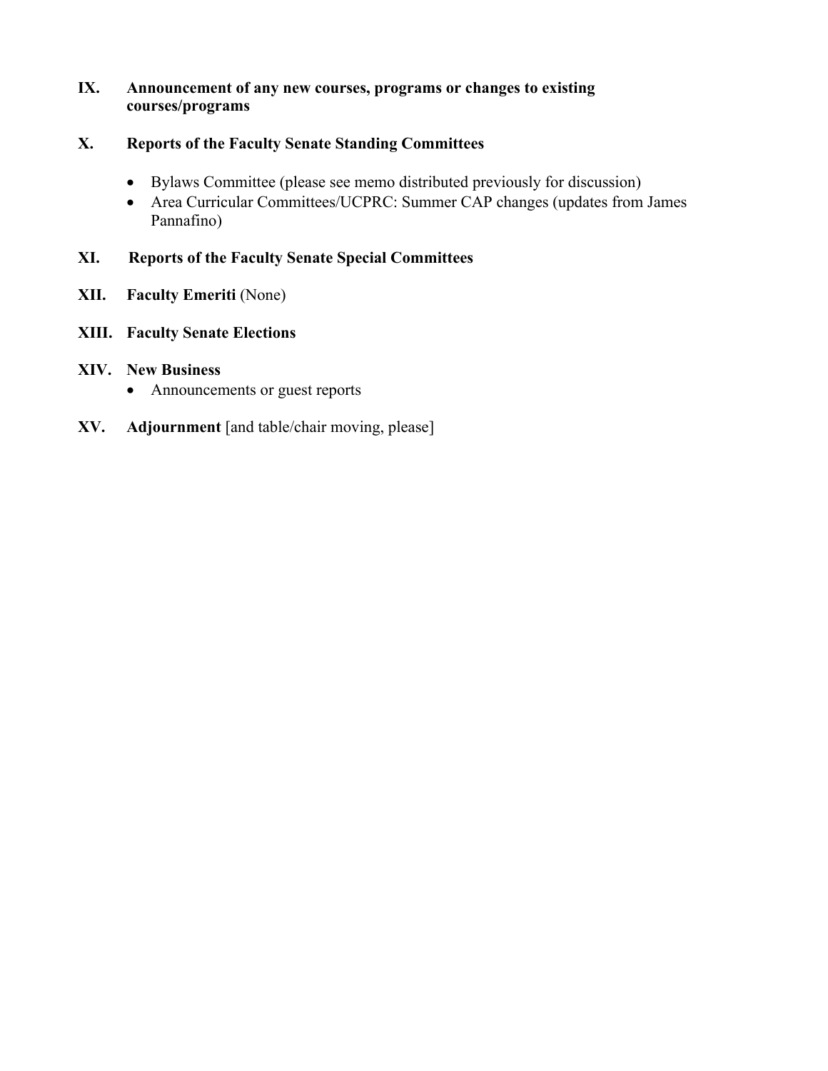**IX. Announcement of any new courses, programs or changes to existing courses/programs**

**X. Reports of the Faculty Senate Standing Committees**

- Bylaws Committee (please see memo distributed previously for discussion)
- Area Curricular Committees/UCPRC: Summer CAP changes (updates from James Pannafino)

**XI. Reports of the Faculty Senate Special Committees**

**XII. Faculty Emeriti** (None)

**XIII. Faculty Senate Elections**

**XIV. New Business**

- Announcements or guest reports

**XV. Adjournment** [and table/chair moving, please]